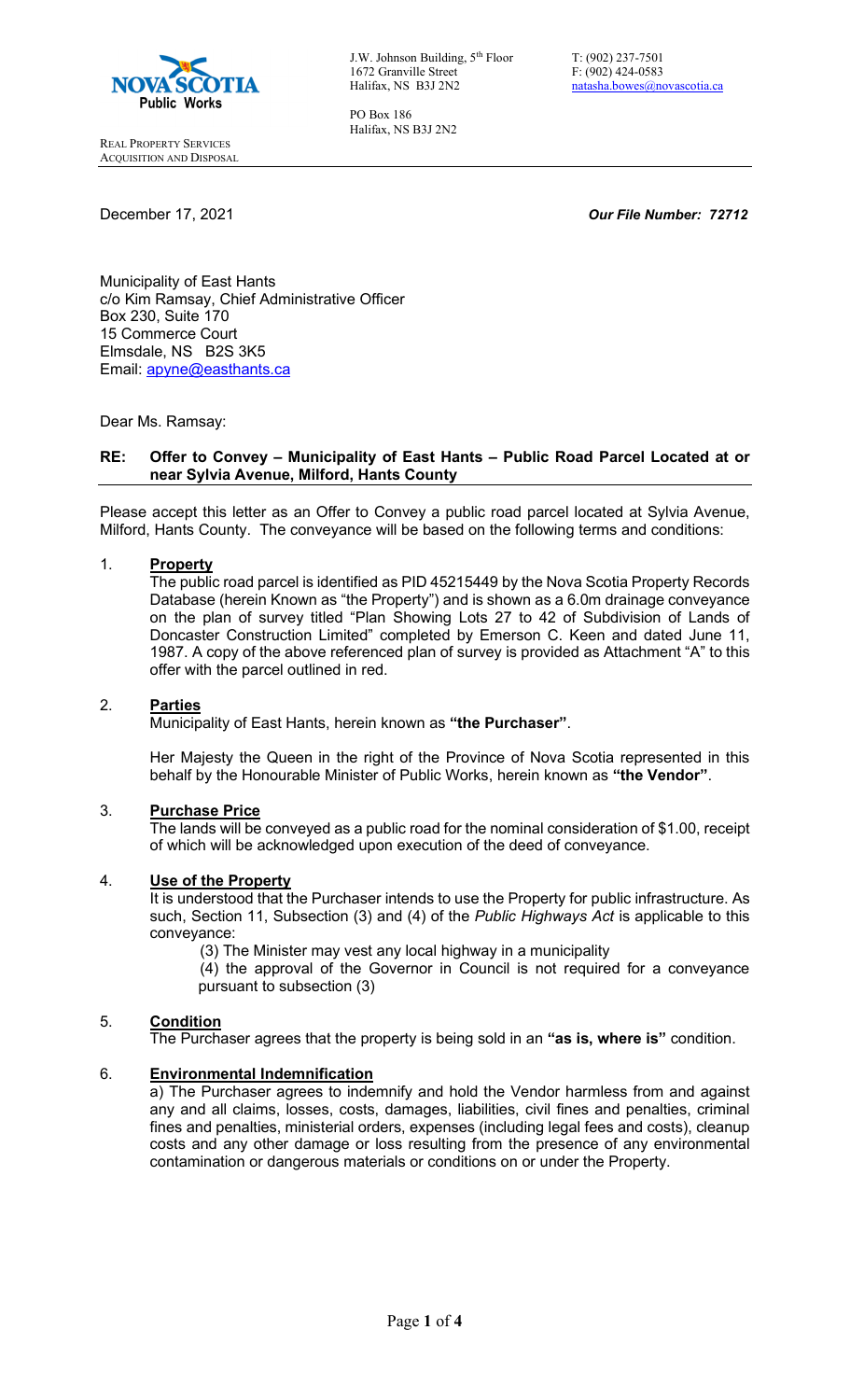NOVA SCOTIA
Public Works

REAL PROPERTY SERVICES
ACQUISITION AND DISPOSAL

J.W. Johnson Building, 5th Floor
1672 Granville Street
Halifax, NS B3J 2N2

PO Box 186
Halifax, NS B3J 2N2

T: (902) 237-7501
F: (902) 424-0583
natasha.bowes@novascotia.ca

December 17, 2021 ***Our File Number: 72712***

Municipality of East Hants
c/o Kim Ramsay, Chief Administrative Officer
Box 230, Suite 170
15 Commerce Court
Elmsdale, NS B2S 3K5
Email: apyne@easthants.ca

Dear Ms. Ramsay:

**RE: Offer to Convey – Municipality of East Hants – Public Road Parcel Located at or near Sylvia Avenue, Milford, Hants County**

Please accept this letter as an Offer to Convey a public road parcel located at Sylvia Avenue, Milford, Hants County. The conveyance will be based on the following terms and conditions:

1. **Property**

   The public road parcel is identified as PID 45215449 by the Nova Scotia Property Records Database (herein Known as "the Property") and is shown as a 6.0m drainage conveyance on the plan of survey titled "Plan Showing Lots 27 to 42 of Subdivision of Lands of Doncaster Construction Limited" completed by Emerson C. Keen and dated June 11, 1987. A copy of the above referenced plan of survey is provided as Attachment "A" to this offer with the parcel outlined in red.

2. **Parties**

   Municipality of East Hants, herein known as **"the Purchaser"**.

   Her Majesty the Queen in the right of the Province of Nova Scotia represented in this behalf by the Honourable Minister of Public Works, herein known as **"the Vendor"**.

3. **Purchase Price**

   The lands will be conveyed as a public road for the nominal consideration of $1.00, receipt of which will be acknowledged upon execution of the deed of conveyance.

4. **Use of the Property**

   It is understood that the Purchaser intends to use the Property for public infrastructure. As such, Section 11, Subsection (3) and (4) of the *Public Highways Act* is applicable to this conveyance:

   (3) The Minister may vest any local highway in a municipality

   (4) the approval of the Governor in Council is not required for a conveyance pursuant to subsection (3)

5. **Condition**

   The Purchaser agrees that the property is being sold in an **"as is, where is"** condition.

6. **Environmental Indemnification**

   a) The Purchaser agrees to indemnify and hold the Vendor harmless from and against any and all claims, losses, costs, damages, liabilities, civil fines and penalties, criminal fines and penalties, ministerial orders, expenses (including legal fees and costs), cleanup costs and any other damage or loss resulting from the presence of any environmental contamination or dangerous materials or conditions on or under the Property.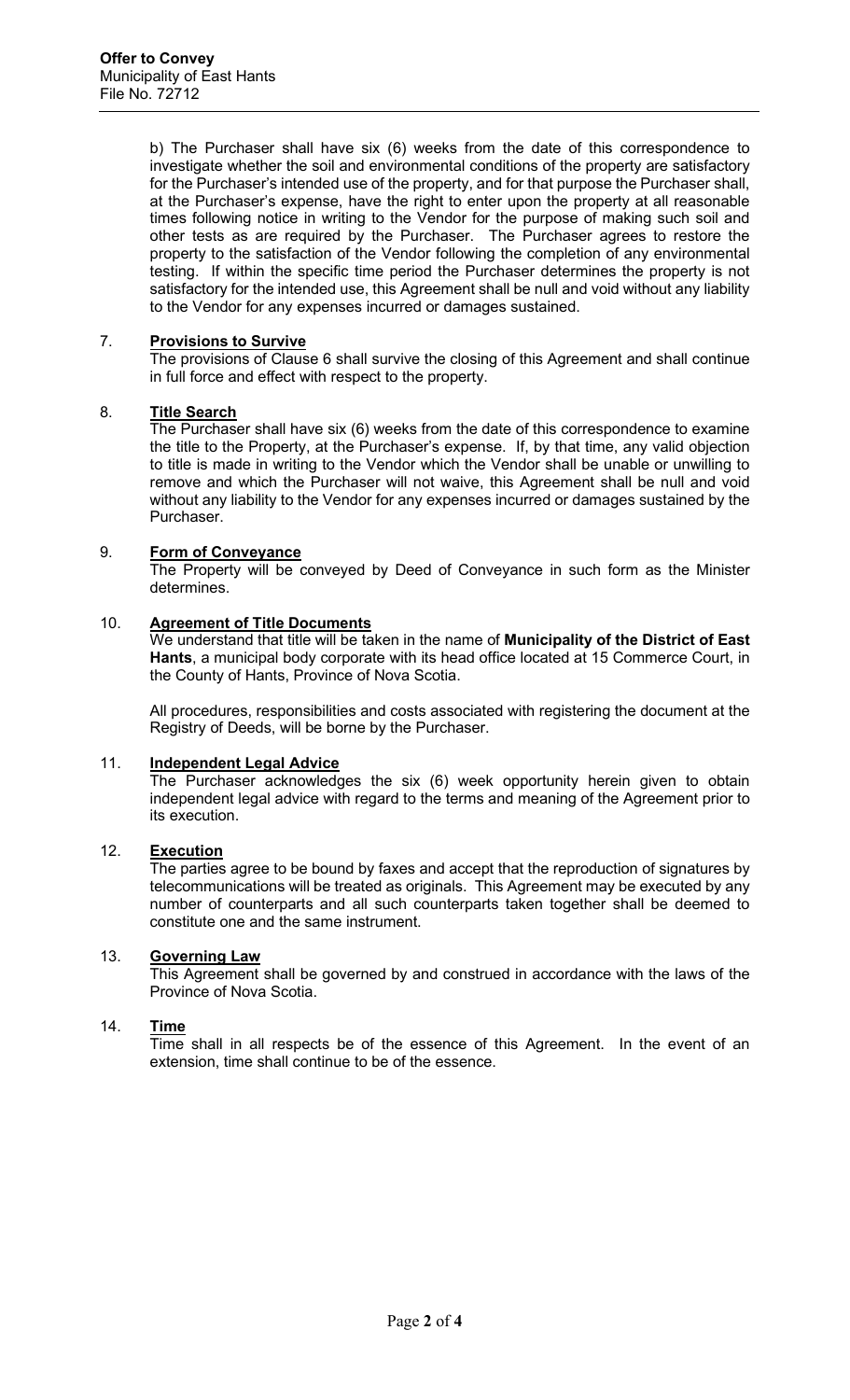b) The Purchaser shall have six (6) weeks from the date of this correspondence to investigate whether the soil and environmental conditions of the property are satisfactory for the Purchaser's intended use of the property, and for that purpose the Purchaser shall, at the Purchaser's expense, have the right to enter upon the property at all reasonable times following notice in writing to the Vendor for the purpose of making such soil and other tests as are required by the Purchaser. The Purchaser agrees to restore the property to the satisfaction of the Vendor following the completion of any environmental testing. If within the specific time period the Purchaser determines the property is not satisfactory for the intended use, this Agreement shall be null and void without any liability to the Vendor for any expenses incurred or damages sustained.

7. **Provisions to Survive**

The provisions of Clause 6 shall survive the closing of this Agreement and shall continue in full force and effect with respect to the property.

8. **Title Search**

The Purchaser shall have six (6) weeks from the date of this correspondence to examine the title to the Property, at the Purchaser's expense. If, by that time, any valid objection to title is made in writing to the Vendor which the Vendor shall be unable or unwilling to remove and which the Purchaser will not waive, this Agreement shall be null and void without any liability to the Vendor for any expenses incurred or damages sustained by the Purchaser.

9. **Form of Conveyance**

The Property will be conveyed by Deed of Conveyance in such form as the Minister determines.

10. **Agreement of Title Documents**

We understand that title will be taken in the name of **Municipality of the District of East Hants**, a municipal body corporate with its head office located at 15 Commerce Court, in the County of Hants, Province of Nova Scotia.

All procedures, responsibilities and costs associated with registering the document at the Registry of Deeds, will be borne by the Purchaser.

11. **Independent Legal Advice**

The Purchaser acknowledges the six (6) week opportunity herein given to obtain independent legal advice with regard to the terms and meaning of the Agreement prior to its execution.

12. **Execution**

The parties agree to be bound by faxes and accept that the reproduction of signatures by telecommunications will be treated as originals. This Agreement may be executed by any number of counterparts and all such counterparts taken together shall be deemed to constitute one and the same instrument.

13. **Governing Law**

This Agreement shall be governed by and construed in accordance with the laws of the Province of Nova Scotia.

14. **Time**

Time shall in all respects be of the essence of this Agreement. In the event of an extension, time shall continue to be of the essence.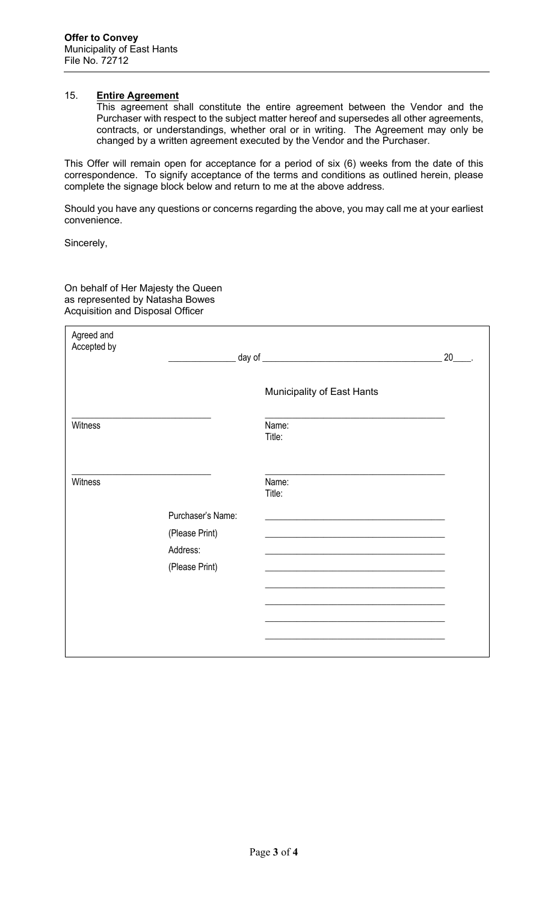15. **Entire Agreement**
This agreement shall constitute the entire agreement between the Vendor and the Purchaser with respect to the subject matter hereof and supersedes all other agreements, contracts, or understandings, whether oral or in writing. The Agreement may only be changed by a written agreement executed by the Vendor and the Purchaser.

This Offer will remain open for acceptance for a period of six (6) weeks from the date of this correspondence. To signify acceptance of the terms and conditions as outlined herein, please complete the signage block below and return to me at the above address.

Should you have any questions or concerns regarding the above, you may call me at your earliest convenience.

Sincerely,

On behalf of Her Majesty the Queen
as represented by Natasha Bowes
Acquisition and Disposal Officer

| | | |
|---|---|---|
| Agreed and Accepted by | ______________ day of ______________________________ | 20____. |
| | | Municipality of East Hants |
| ___________________________ Witness | | ___________________________ Name: Title: |
| ___________________________ Witness | | ___________________________ Name: Title: |
| | Purchaser's Name: (Please Print) | ___________________________ ___________________________ |
| | Address: (Please Print) | ___________________________ ___________________________ ___________________________ ___________________________ ___________________________ ___________________________ |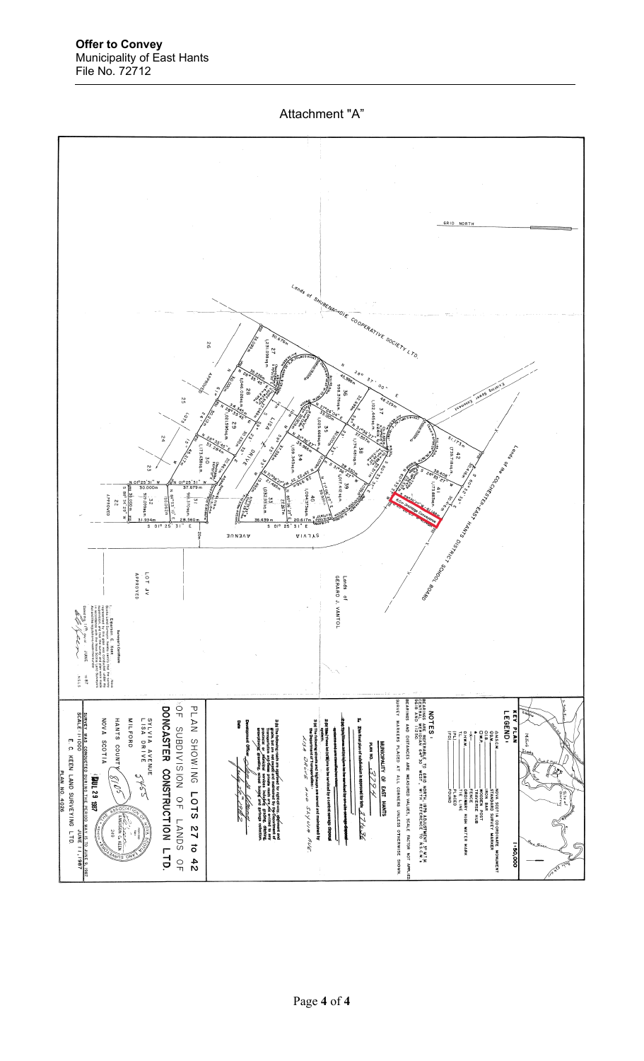**Offer to Convey**
Municipality of East Hants
File No. 72712

Attachment "A"

GRID NORTH

Lands of SHUBENACADIE COOPERATIVE SOCIETY LTD.

Lands of the COLCHESTER-EAST HANTS DISTRICT SCHOOL BOARD

Lands of GERARD J. VANTOL

LOT JV APPROVED

SYLVIA AVENUE

LISA DRIVE

KEY PLAN 1:50,000

LEGEND:

NSCM — NOVA SCOTIA CO-ORDINATE MONUMENT
SSM — STANDARD SURVEY MARKER
IB — IRON BAR
WP — WOODEN POST
TH — TRAVERSE HUB
FENCE
OHWM — ORDINARY HIGH WATER MARK
TL — TIE LINE
(PL) — PLACED
(FD) — FOUND

NOTES:

BEARINGS ARE REFERRED TO GRID NORTH, 1979 ADJUSTMENT, 3° MTM CENTRAL MERIDIAN 64°30' WEST, WITH REFERENCE TO N.S.C.M.'s

BEARINGS AND DISTANCES ARE MEASURED VALUES, SCALE FACTOR NOT APPLIED

SURVEY MARKERS PLACED AT ALL CORNERS UNLESS OTHERWISE SHOWN.

MUNICIPALITY OF EAST HANTS

PLAN NO. 3794

1. This final plan of subdivision is approved for lots 27 to 42

LISA DRIVE AND SYLVIA AVE

Development Officer

Date

PLAN SHOWING LOTS 27 to 42 OF SUBDIVISION OF LANDS OF DONCASTER CONSTRUCTION LTD.

SYLVIA AVENUE
LISA DRIVE
MILFORD
HANTS COUNTY
NOVA SCOTIA

JUL 29 1987

SURVEY WAS CONDUCTED DURING THE PERIOD MAY 15 TO JUNE 5, 1987

SCALE 1:1000

E. C. KEEN LAND SURVEYING LTD.

PLAN NO. 4026

Surveyor's Certificate

I, Emerson C. Keen, Nova Scotia Land Surveyor, hereby certify that this plan and survey were made by me and are correct and in accordance with the Regulations under the Nova Scotia Land Surveyors Act.

Dated this 11th day of JUNE, 1987

N.S.L.S.